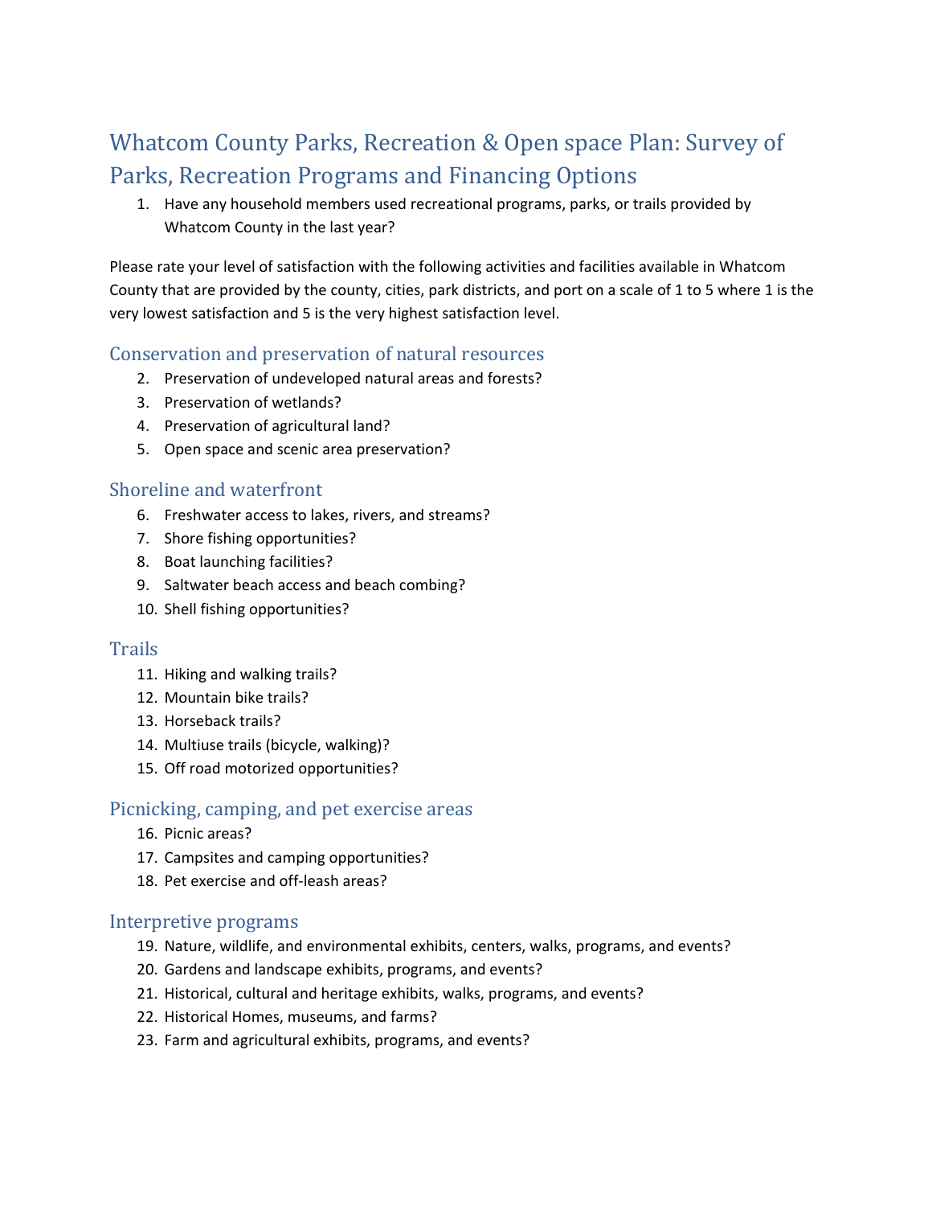# Whatcom County Parks, Recreation & Open space Plan: Survey of Parks, Recreation Programs and Financing Options

1. Have any household members used recreational programs, parks, or trails provided by Whatcom County in the last year?

Please rate your level of satisfaction with the following activities and facilities available in Whatcom County that are provided by the county, cities, park districts, and port on a scale of 1 to 5 where 1 is the very lowest satisfaction and 5 is the very highest satisfaction level.

## Conservation and preservation of natural resources

2. Preservation of undeveloped natural areas and forests?
3. Preservation of wetlands?
4. Preservation of agricultural land?
5. Open space and scenic area preservation?

## Shoreline and waterfront

6. Freshwater access to lakes, rivers, and streams?
7. Shore fishing opportunities?
8. Boat launching facilities?
9. Saltwater beach access and beach combing?
10. Shell fishing opportunities?

## Trails

11. Hiking and walking trails?
12. Mountain bike trails?
13. Horseback trails?
14. Multiuse trails (bicycle, walking)?
15. Off road motorized opportunities?

## Picnicking, camping, and pet exercise areas

16. Picnic areas?
17. Campsites and camping opportunities?
18. Pet exercise and off-leash areas?

## Interpretive programs

19. Nature, wildlife, and environmental exhibits, centers, walks, programs, and events?
20. Gardens and landscape exhibits, programs, and events?
21. Historical, cultural and heritage exhibits, walks, programs, and events?
22. Historical Homes, museums, and farms?
23. Farm and agricultural exhibits, programs, and events?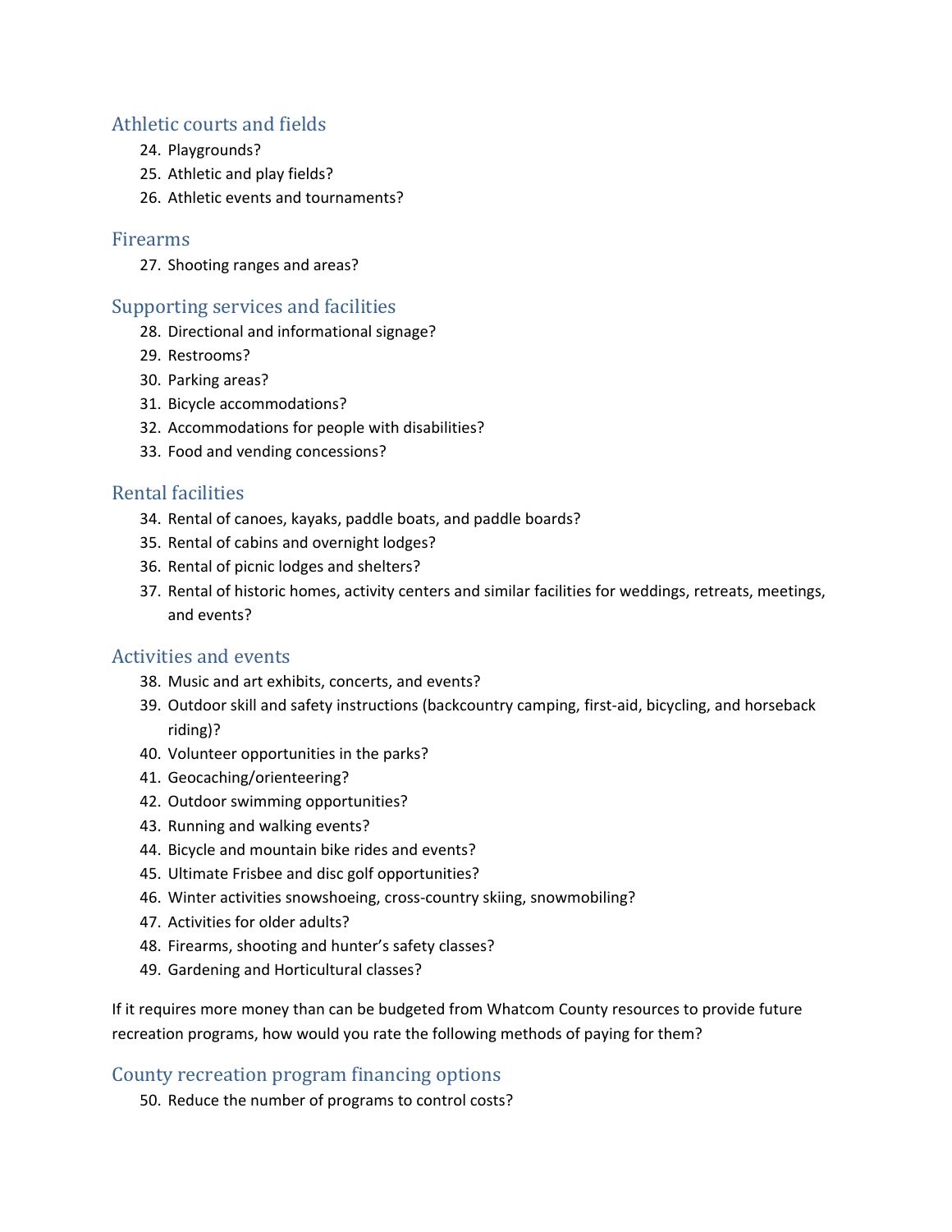## Athletic courts and fields

24. Playgrounds?
25. Athletic and play fields?
26. Athletic events and tournaments?

## Firearms

27. Shooting ranges and areas?

## Supporting services and facilities

28. Directional and informational signage?
29. Restrooms?
30. Parking areas?
31. Bicycle accommodations?
32. Accommodations for people with disabilities?
33. Food and vending concessions?

## Rental facilities

34. Rental of canoes, kayaks, paddle boats, and paddle boards?
35. Rental of cabins and overnight lodges?
36. Rental of picnic lodges and shelters?
37. Rental of historic homes, activity centers and similar facilities for weddings, retreats, meetings, and events?

## Activities and events

38. Music and art exhibits, concerts, and events?
39. Outdoor skill and safety instructions (backcountry camping, first-aid, bicycling, and horseback riding)?
40. Volunteer opportunities in the parks?
41. Geocaching/orienteering?
42. Outdoor swimming opportunities?
43. Running and walking events?
44. Bicycle and mountain bike rides and events?
45. Ultimate Frisbee and disc golf opportunities?
46. Winter activities snowshoeing, cross-country skiing, snowmobiling?
47. Activities for older adults?
48. Firearms, shooting and hunter's safety classes?
49. Gardening and Horticultural classes?

If it requires more money than can be budgeted from Whatcom County resources to provide future recreation programs, how would you rate the following methods of paying for them?

## County recreation program financing options

50. Reduce the number of programs to control costs?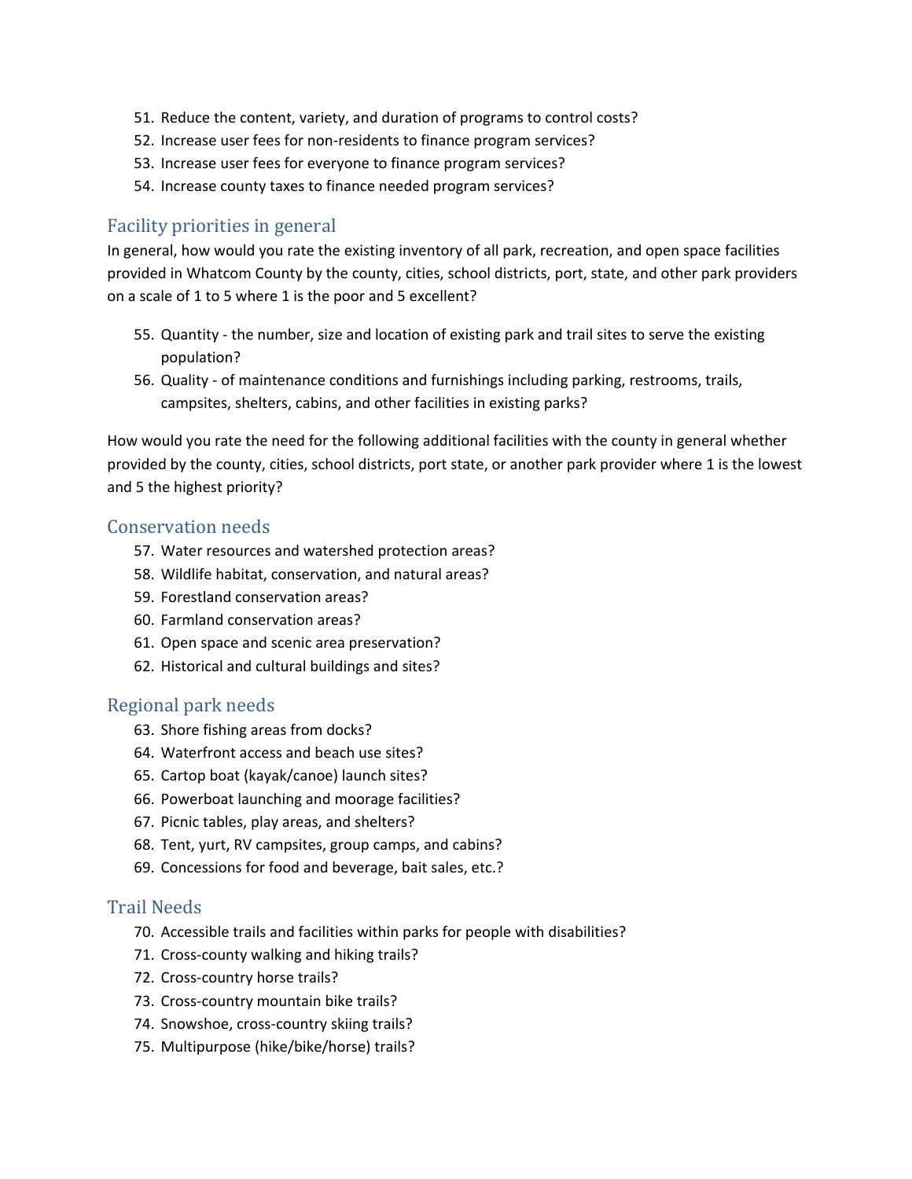51. Reduce the content, variety, and duration of programs to control costs?
52. Increase user fees for non-residents to finance program services?
53. Increase user fees for everyone to finance program services?
54. Increase county taxes to finance needed program services?

## Facility priorities in general

In general, how would you rate the existing inventory of all park, recreation, and open space facilities provided in Whatcom County by the county, cities, school districts, port, state, and other park providers on a scale of 1 to 5 where 1 is the poor and 5 excellent?

55. Quantity - the number, size and location of existing park and trail sites to serve the existing population?
56. Quality - of maintenance conditions and furnishings including parking, restrooms, trails, campsites, shelters, cabins, and other facilities in existing parks?

How would you rate the need for the following additional facilities with the county in general whether provided by the county, cities, school districts, port state, or another park provider where 1 is the lowest and 5 the highest priority?

## Conservation needs

57. Water resources and watershed protection areas?
58. Wildlife habitat, conservation, and natural areas?
59. Forestland conservation areas?
60. Farmland conservation areas?
61. Open space and scenic area preservation?
62. Historical and cultural buildings and sites?

## Regional park needs

63. Shore fishing areas from docks?
64. Waterfront access and beach use sites?
65. Cartop boat (kayak/canoe) launch sites?
66. Powerboat launching and moorage facilities?
67. Picnic tables, play areas, and shelters?
68. Tent, yurt, RV campsites, group camps, and cabins?
69. Concessions for food and beverage, bait sales, etc.?

## Trail Needs

70. Accessible trails and facilities within parks for people with disabilities?
71. Cross-county walking and hiking trails?
72. Cross-country horse trails?
73. Cross-country mountain bike trails?
74. Snowshoe, cross-country skiing trails?
75. Multipurpose (hike/bike/horse) trails?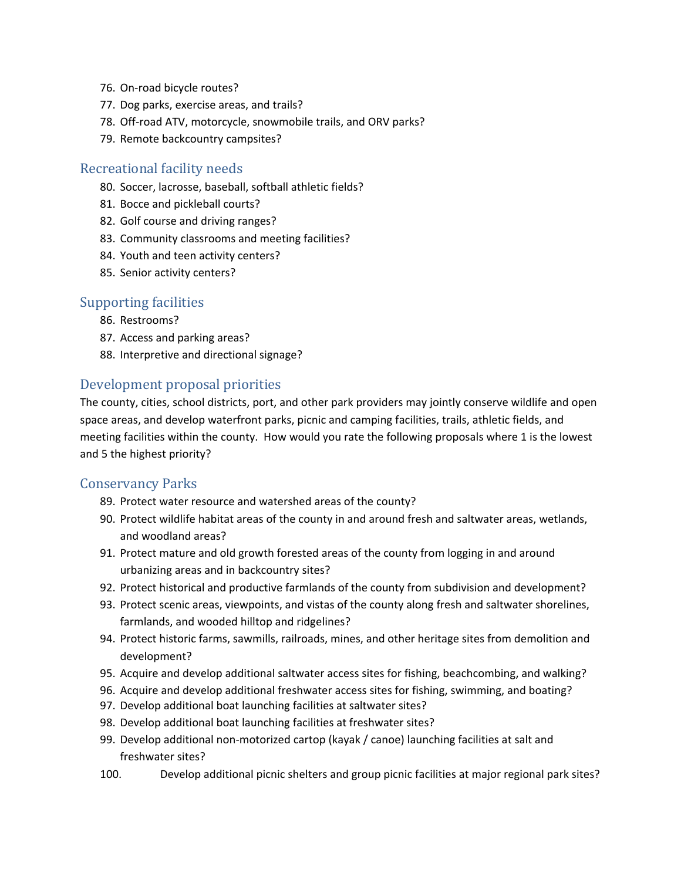76. On-road bicycle routes?
77. Dog parks, exercise areas, and trails?
78. Off-road ATV, motorcycle, snowmobile trails, and ORV parks?
79. Remote backcountry campsites?

## Recreational facility needs

80. Soccer, lacrosse, baseball, softball athletic fields?
81. Bocce and pickleball courts?
82. Golf course and driving ranges?
83. Community classrooms and meeting facilities?
84. Youth and teen activity centers?
85. Senior activity centers?

## Supporting facilities

86. Restrooms?
87. Access and parking areas?
88. Interpretive and directional signage?

## Development proposal priorities

The county, cities, school districts, port, and other park providers may jointly conserve wildlife and open space areas, and develop waterfront parks, picnic and camping facilities, trails, athletic fields, and meeting facilities within the county. How would you rate the following proposals where 1 is the lowest and 5 the highest priority?

## Conservancy Parks

89. Protect water resource and watershed areas of the county?
90. Protect wildlife habitat areas of the county in and around fresh and saltwater areas, wetlands, and woodland areas?
91. Protect mature and old growth forested areas of the county from logging in and around urbanizing areas and in backcountry sites?
92. Protect historical and productive farmlands of the county from subdivision and development?
93. Protect scenic areas, viewpoints, and vistas of the county along fresh and saltwater shorelines, farmlands, and wooded hilltop and ridgelines?
94. Protect historic farms, sawmills, railroads, mines, and other heritage sites from demolition and development?
95. Acquire and develop additional saltwater access sites for fishing, beachcombing, and walking?
96. Acquire and develop additional freshwater access sites for fishing, swimming, and boating?
97. Develop additional boat launching facilities at saltwater sites?
98. Develop additional boat launching facilities at freshwater sites?
99. Develop additional non-motorized cartop (kayak / canoe) launching facilities at salt and freshwater sites?
100. Develop additional picnic shelters and group picnic facilities at major regional park sites?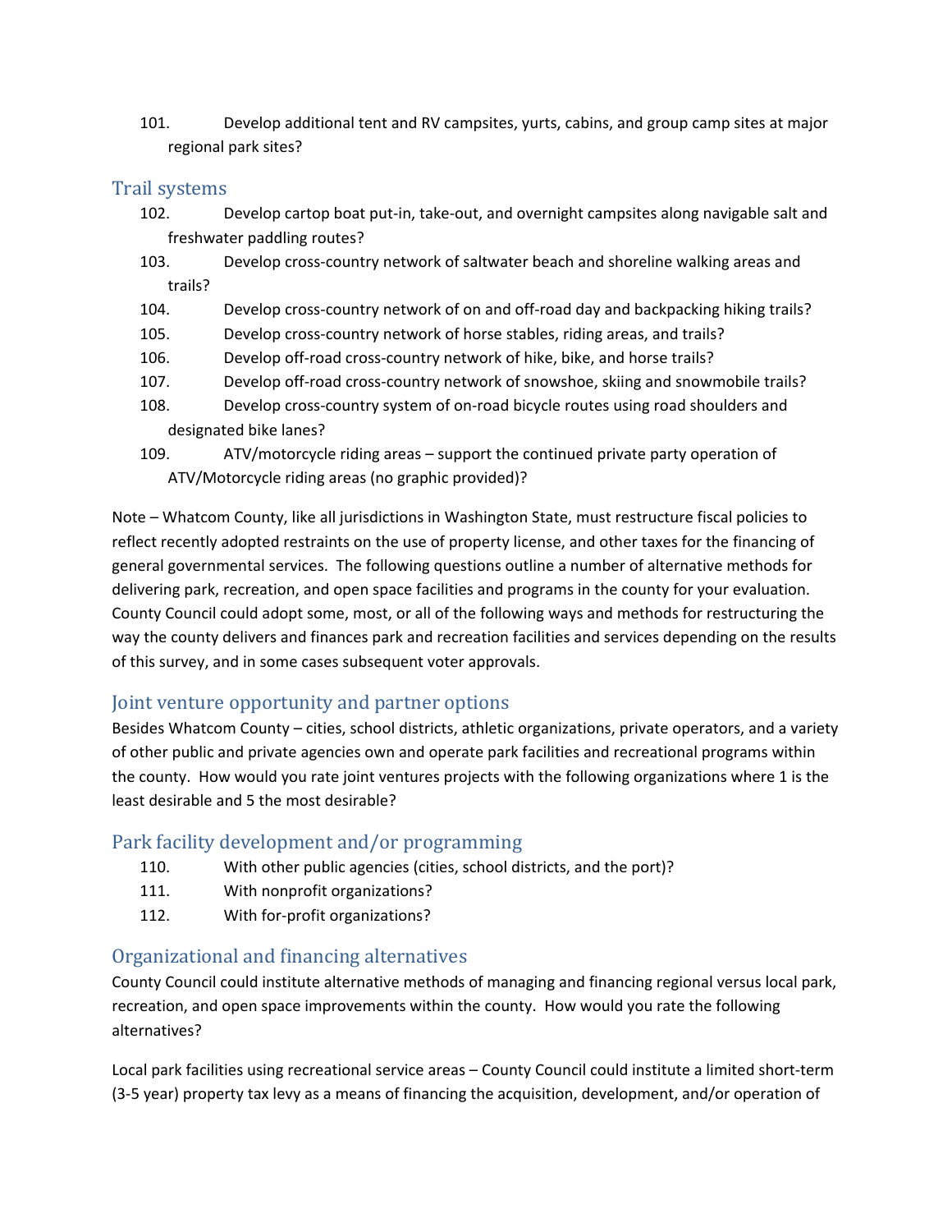101. Develop additional tent and RV campsites, yurts, cabins, and group camp sites at major regional park sites?

## Trail systems

102. Develop cartop boat put-in, take-out, and overnight campsites along navigable salt and freshwater paddling routes?
103. Develop cross-country network of saltwater beach and shoreline walking areas and trails?
104. Develop cross-country network of on and off-road day and backpacking hiking trails?
105. Develop cross-country network of horse stables, riding areas, and trails?
106. Develop off-road cross-country network of hike, bike, and horse trails?
107. Develop off-road cross-country network of snowshoe, skiing and snowmobile trails?
108. Develop cross-country system of on-road bicycle routes using road shoulders and designated bike lanes?
109. ATV/motorcycle riding areas – support the continued private party operation of ATV/Motorcycle riding areas (no graphic provided)?

Note – Whatcom County, like all jurisdictions in Washington State, must restructure fiscal policies to reflect recently adopted restraints on the use of property license, and other taxes for the financing of general governmental services. The following questions outline a number of alternative methods for delivering park, recreation, and open space facilities and programs in the county for your evaluation. County Council could adopt some, most, or all of the following ways and methods for restructuring the way the county delivers and finances park and recreation facilities and services depending on the results of this survey, and in some cases subsequent voter approvals.

## Joint venture opportunity and partner options

Besides Whatcom County – cities, school districts, athletic organizations, private operators, and a variety of other public and private agencies own and operate park facilities and recreational programs within the county. How would you rate joint ventures projects with the following organizations where 1 is the least desirable and 5 the most desirable?

## Park facility development and/or programming

110. With other public agencies (cities, school districts, and the port)?
111. With nonprofit organizations?
112. With for-profit organizations?

## Organizational and financing alternatives

County Council could institute alternative methods of managing and financing regional versus local park, recreation, and open space improvements within the county. How would you rate the following alternatives?

Local park facilities using recreational service areas – County Council could institute a limited short-term (3-5 year) property tax levy as a means of financing the acquisition, development, and/or operation of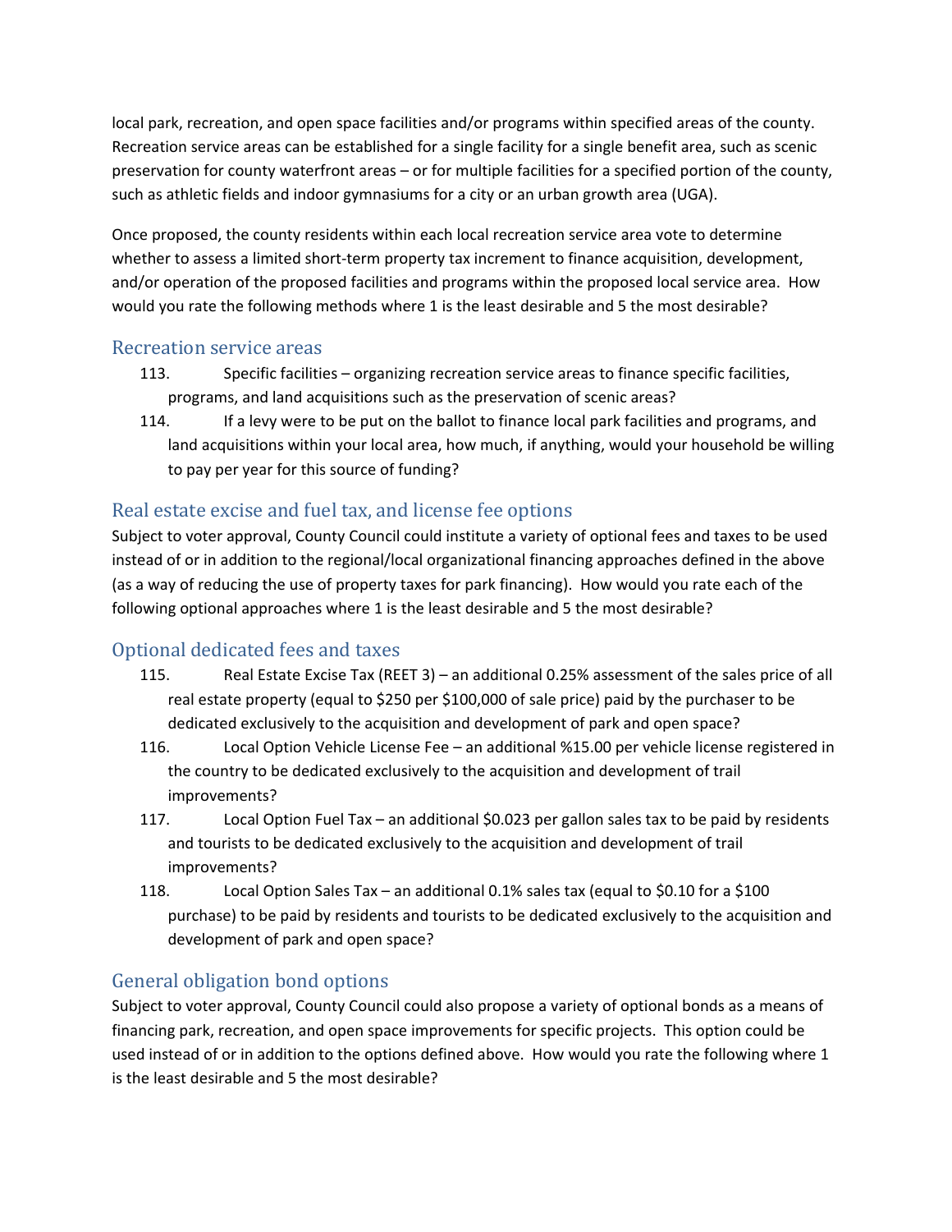local park, recreation, and open space facilities and/or programs within specified areas of the county. Recreation service areas can be established for a single facility for a single benefit area, such as scenic preservation for county waterfront areas – or for multiple facilities for a specified portion of the county, such as athletic fields and indoor gymnasiums for a city or an urban growth area (UGA).

Once proposed, the county residents within each local recreation service area vote to determine whether to assess a limited short-term property tax increment to finance acquisition, development, and/or operation of the proposed facilities and programs within the proposed local service area. How would you rate the following methods where 1 is the least desirable and 5 the most desirable?

## Recreation service areas

113. Specific facilities – organizing recreation service areas to finance specific facilities, programs, and land acquisitions such as the preservation of scenic areas?
114. If a levy were to be put on the ballot to finance local park facilities and programs, and land acquisitions within your local area, how much, if anything, would your household be willing to pay per year for this source of funding?

## Real estate excise and fuel tax, and license fee options

Subject to voter approval, County Council could institute a variety of optional fees and taxes to be used instead of or in addition to the regional/local organizational financing approaches defined in the above (as a way of reducing the use of property taxes for park financing). How would you rate each of the following optional approaches where 1 is the least desirable and 5 the most desirable?

## Optional dedicated fees and taxes

115. Real Estate Excise Tax (REET 3) – an additional 0.25% assessment of the sales price of all real estate property (equal to $250 per $100,000 of sale price) paid by the purchaser to be dedicated exclusively to the acquisition and development of park and open space?
116. Local Option Vehicle License Fee – an additional %15.00 per vehicle license registered in the country to be dedicated exclusively to the acquisition and development of trail improvements?
117. Local Option Fuel Tax – an additional $0.023 per gallon sales tax to be paid by residents and tourists to be dedicated exclusively to the acquisition and development of trail improvements?
118. Local Option Sales Tax – an additional 0.1% sales tax (equal to $0.10 for a $100 purchase) to be paid by residents and tourists to be dedicated exclusively to the acquisition and development of park and open space?

## General obligation bond options

Subject to voter approval, County Council could also propose a variety of optional bonds as a means of financing park, recreation, and open space improvements for specific projects. This option could be used instead of or in addition to the options defined above. How would you rate the following where 1 is the least desirable and 5 the most desirable?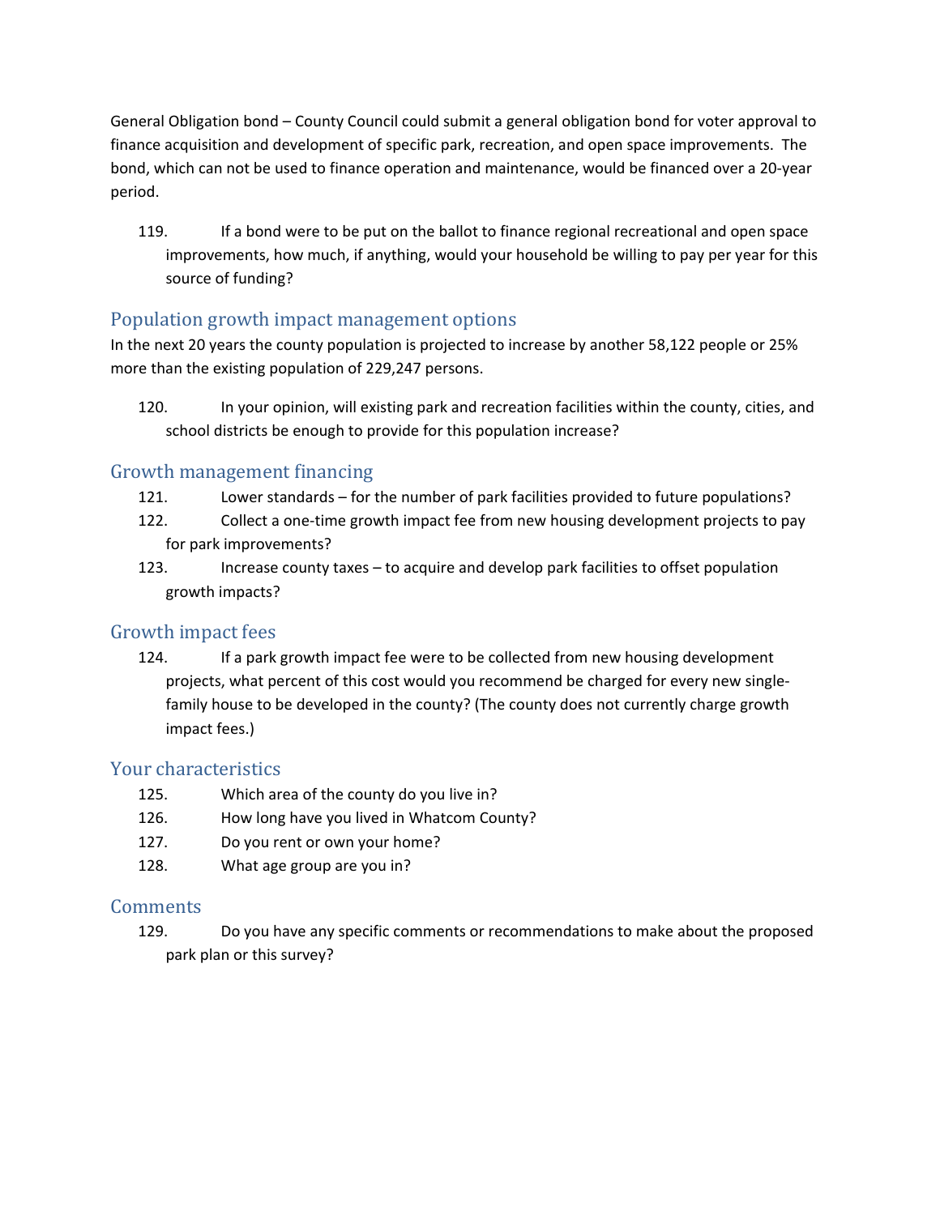General Obligation bond – County Council could submit a general obligation bond for voter approval to finance acquisition and development of specific park, recreation, and open space improvements. The bond, which can not be used to finance operation and maintenance, would be financed over a 20-year period.

119. If a bond were to be put on the ballot to finance regional recreational and open space improvements, how much, if anything, would your household be willing to pay per year for this source of funding?

## Population growth impact management options

In the next 20 years the county population is projected to increase by another 58,122 people or 25% more than the existing population of 229,247 persons.

120. In your opinion, will existing park and recreation facilities within the county, cities, and school districts be enough to provide for this population increase?

## Growth management financing

121. Lower standards – for the number of park facilities provided to future populations?
122. Collect a one-time growth impact fee from new housing development projects to pay for park improvements?
123. Increase county taxes – to acquire and develop park facilities to offset population growth impacts?

## Growth impact fees

124. If a park growth impact fee were to be collected from new housing development projects, what percent of this cost would you recommend be charged for every new single-family house to be developed in the county? (The county does not currently charge growth impact fees.)

## Your characteristics

125. Which area of the county do you live in?
126. How long have you lived in Whatcom County?
127. Do you rent or own your home?
128. What age group are you in?

## Comments

129. Do you have any specific comments or recommendations to make about the proposed park plan or this survey?